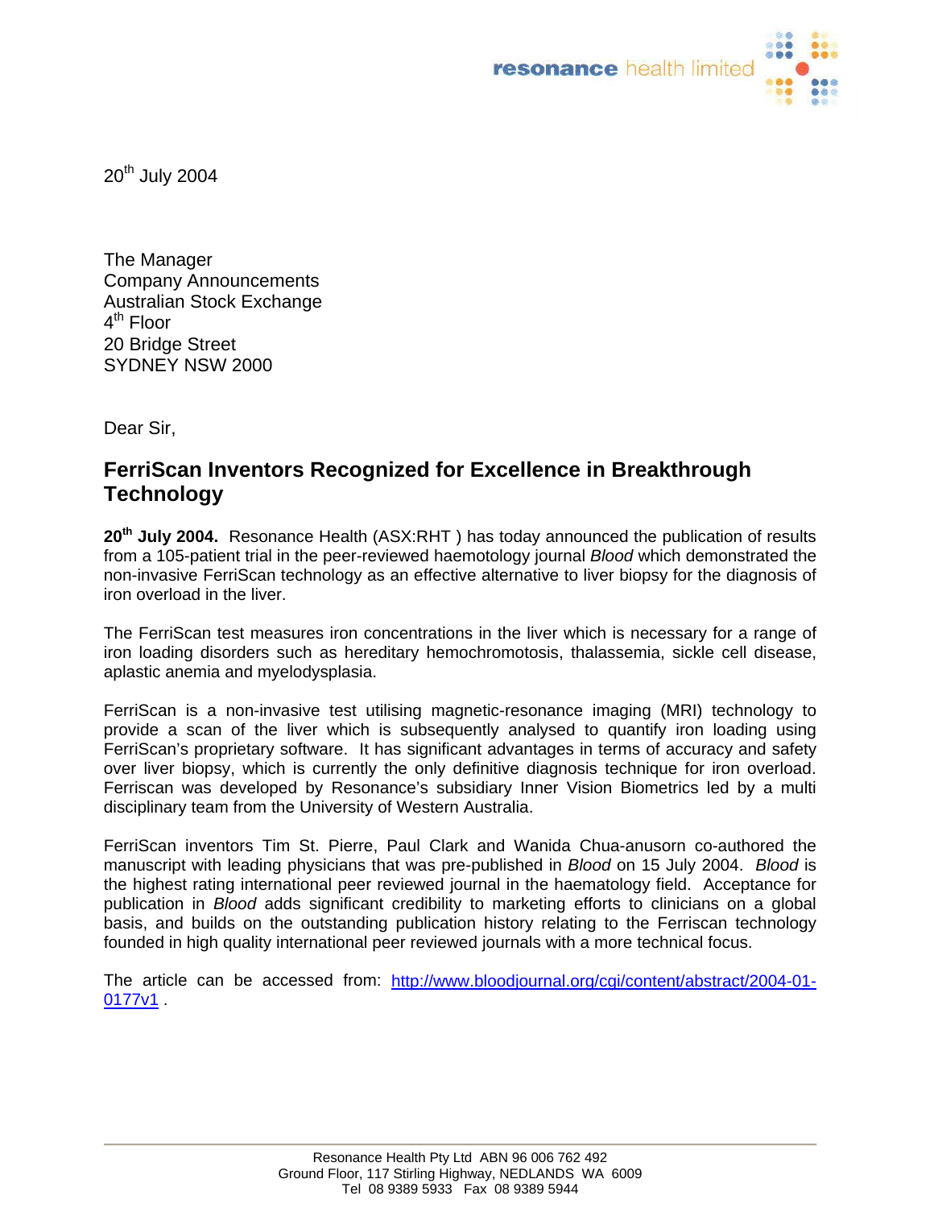resonance health limited

20th July 2004

The Manager
Company Announcements
Australian Stock Exchange
4th Floor
20 Bridge Street
SYDNEY NSW 2000

Dear Sir,

## FerriScan Inventors Recognized for Excellence in Breakthrough Technology

**20th July 2004.** Resonance Health (ASX:RHT ) has today announced the publication of results from a 105-patient trial in the peer-reviewed haemotology journal *Blood* which demonstrated the non-invasive FerriScan technology as an effective alternative to liver biopsy for the diagnosis of iron overload in the liver.

The FerriScan test measures iron concentrations in the liver which is necessary for a range of iron loading disorders such as hereditary hemochromotosis, thalassemia, sickle cell disease, aplastic anemia and myelodysplasia.

FerriScan is a non-invasive test utilising magnetic-resonance imaging (MRI) technology to provide a scan of the liver which is subsequently analysed to quantify iron loading using FerriScan's proprietary software. It has significant advantages in terms of accuracy and safety over liver biopsy, which is currently the only definitive diagnosis technique for iron overload. Ferriscan was developed by Resonance's subsidiary Inner Vision Biometrics led by a multi disciplinary team from the University of Western Australia.

FerriScan inventors Tim St. Pierre, Paul Clark and Wanida Chua-anusorn co-authored the manuscript with leading physicians that was pre-published in *Blood* on 15 July 2004. *Blood* is the highest rating international peer reviewed journal in the haematology field. Acceptance for publication in *Blood* adds significant credibility to marketing efforts to clinicians on a global basis, and builds on the outstanding publication history relating to the Ferriscan technology founded in high quality international peer reviewed journals with a more technical focus.

The article can be accessed from: http://www.bloodjournal.org/cgi/content/abstract/2004-01-0177v1 .

Resonance Health Pty Ltd ABN 96 006 762 492
Ground Floor, 117 Stirling Highway, NEDLANDS WA 6009
Tel 08 9389 5933 Fax 08 9389 5944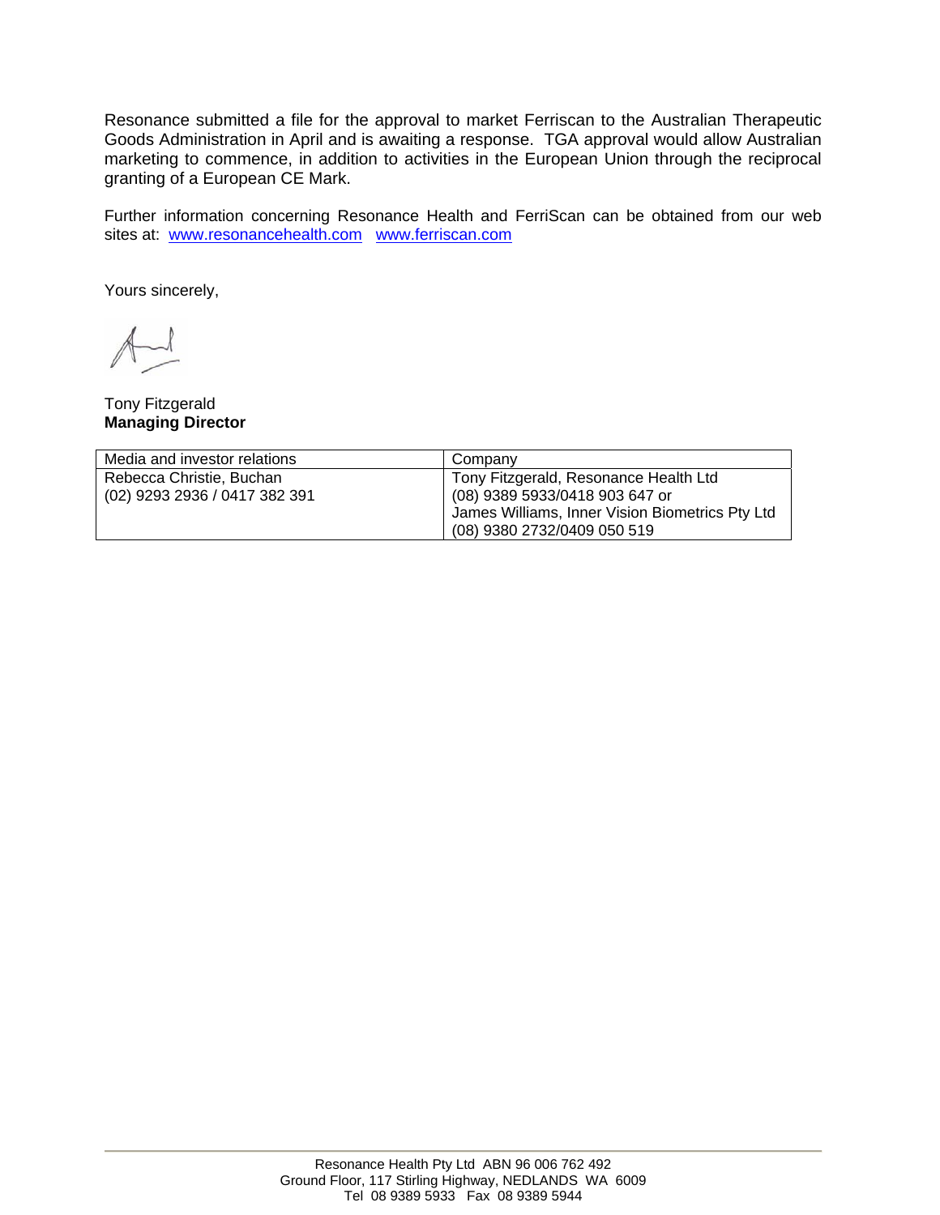Resonance submitted a file for the approval to market Ferriscan to the Australian Therapeutic Goods Administration in April and is awaiting a response. TGA approval would allow Australian marketing to commence, in addition to activities in the European Union through the reciprocal granting of a European CE Mark.

Further information concerning Resonance Health and FerriScan can be obtained from our web sites at: www.resonancehealth.com www.ferriscan.com

Yours sincerely,

Tony Fitzgerald
**Managing Director**

| Media and investor relations | Company |
|---|---|
| Rebecca Christie, Buchan<br>(02) 9293 2936 / 0417 382 391 | Tony Fitzgerald, Resonance Health Ltd<br>(08) 9389 5933/0418 903 647 or<br>James Williams, Inner Vision Biometrics Pty Ltd<br>(08) 9380 2732/0409 050 519 |

Resonance Health Pty Ltd ABN 96 006 762 492
Ground Floor, 117 Stirling Highway, NEDLANDS WA 6009
Tel 08 9389 5933 Fax 08 9389 5944